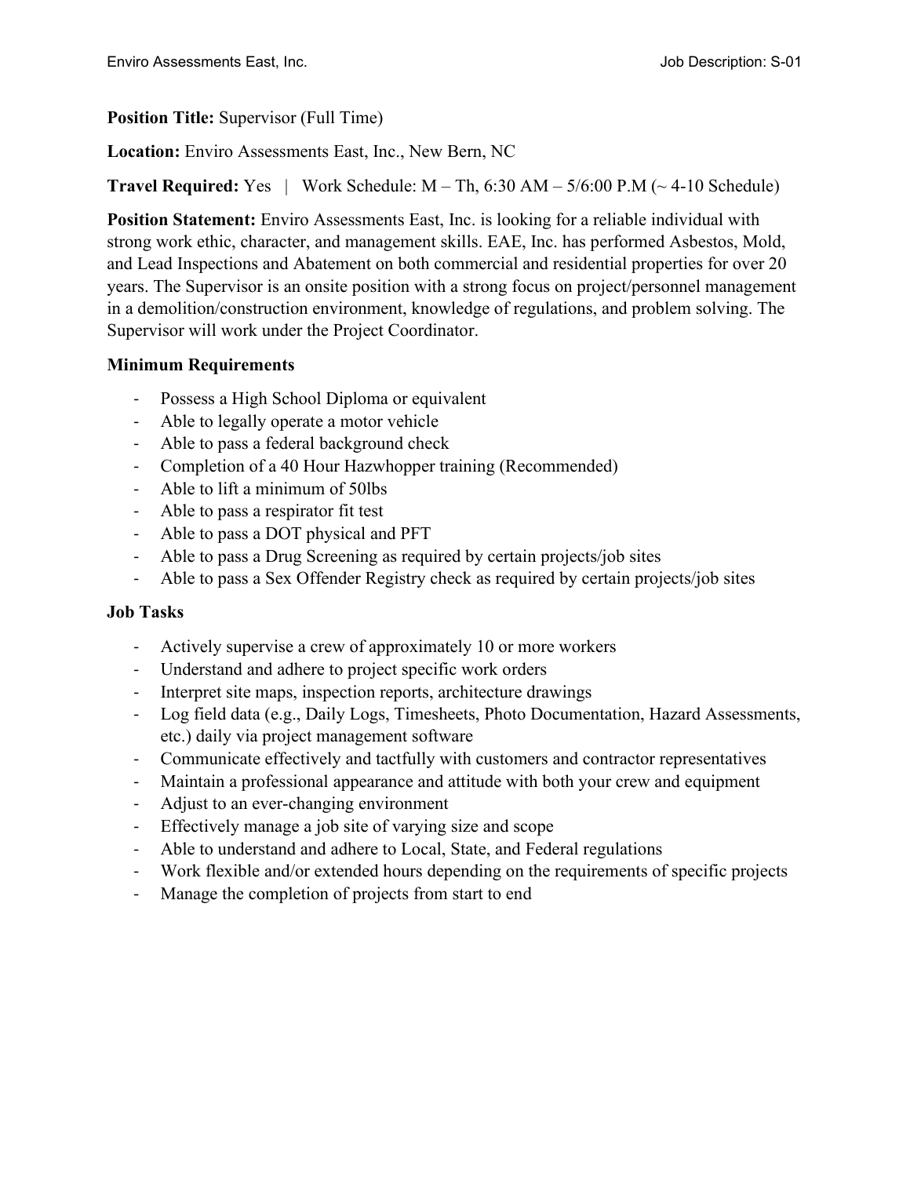**Position Title:** Supervisor (Full Time)

**Location:** Enviro Assessments East, Inc., New Bern, NC

**Travel Required:** Yes | Work Schedule: M – Th, 6:30 AM – 5/6:00 P.M (~ 4-10 Schedule)

**Position Statement:** Enviro Assessments East, Inc. is looking for a reliable individual with strong work ethic, character, and management skills. EAE, Inc. has performed Asbestos, Mold, and Lead Inspections and Abatement on both commercial and residential properties for over 20 years. The Supervisor is an onsite position with a strong focus on project/personnel management in a demolition/construction environment, knowledge of regulations, and problem solving. The Supervisor will work under the Project Coordinator.

**Minimum Requirements**

- Possess a High School Diploma or equivalent
- Able to legally operate a motor vehicle
- Able to pass a federal background check
- Completion of a 40 Hour Hazwhopper training (Recommended)
- Able to lift a minimum of 50lbs
- Able to pass a respirator fit test
- Able to pass a DOT physical and PFT
- Able to pass a Drug Screening as required by certain projects/job sites
- Able to pass a Sex Offender Registry check as required by certain projects/job sites

**Job Tasks**

- Actively supervise a crew of approximately 10 or more workers
- Understand and adhere to project specific work orders
- Interpret site maps, inspection reports, architecture drawings
- Log field data (e.g., Daily Logs, Timesheets, Photo Documentation, Hazard Assessments, etc.) daily via project management software
- Communicate effectively and tactfully with customers and contractor representatives
- Maintain a professional appearance and attitude with both your crew and equipment
- Adjust to an ever-changing environment
- Effectively manage a job site of varying size and scope
- Able to understand and adhere to Local, State, and Federal regulations
- Work flexible and/or extended hours depending on the requirements of specific projects
- Manage the completion of projects from start to end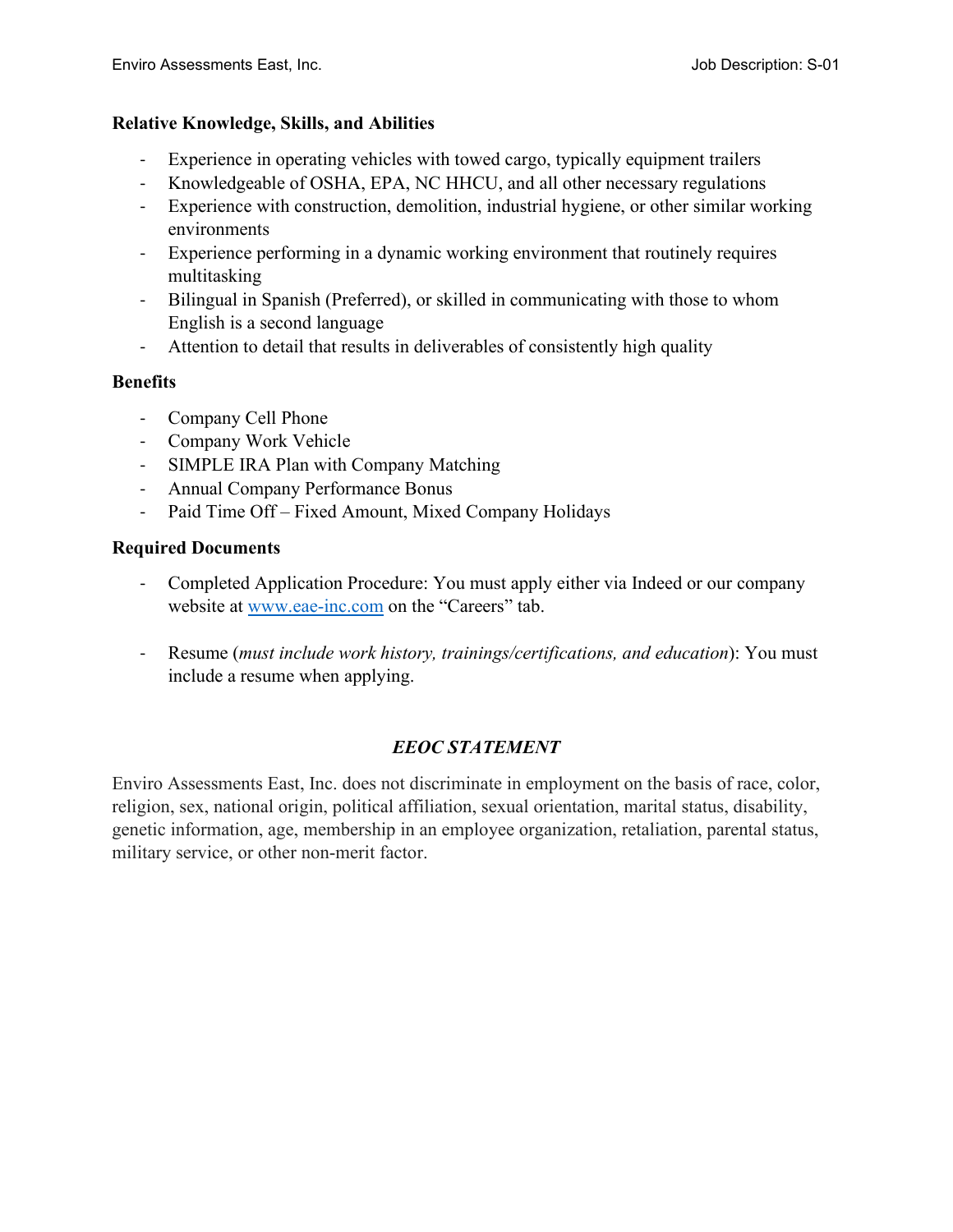**Relative Knowledge, Skills, and Abilities**

- Experience in operating vehicles with towed cargo, typically equipment trailers
- Knowledgeable of OSHA, EPA, NC HHCU, and all other necessary regulations
- Experience with construction, demolition, industrial hygiene, or other similar working environments
- Experience performing in a dynamic working environment that routinely requires multitasking
- Bilingual in Spanish (Preferred), or skilled in communicating with those to whom English is a second language
- Attention to detail that results in deliverables of consistently high quality

**Benefits**

- Company Cell Phone
- Company Work Vehicle
- SIMPLE IRA Plan with Company Matching
- Annual Company Performance Bonus
- Paid Time Off – Fixed Amount, Mixed Company Holidays

**Required Documents**

- Completed Application Procedure: You must apply either via Indeed or our company website at [www.eae-inc.com](http://www.eae-inc.com) on the "Careers" tab.

- Resume (*must include work history, trainings/certifications, and education*): You must include a resume when applying.

***EEOC STATEMENT***

Enviro Assessments East, Inc. does not discriminate in employment on the basis of race, color, religion, sex, national origin, political affiliation, sexual orientation, marital status, disability, genetic information, age, membership in an employee organization, retaliation, parental status, military service, or other non-merit factor.